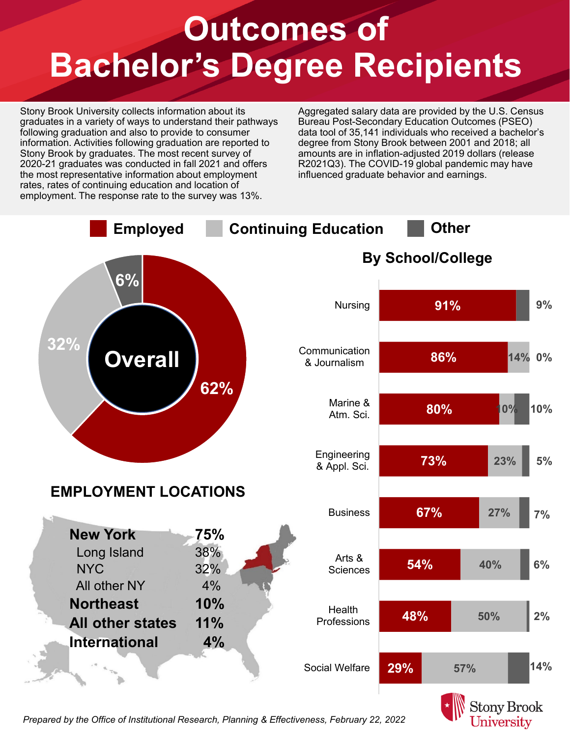# Outcomes of Bachelor's Degree Recipients

Stony Brook University collects information about its graduates in a variety of ways to understand their pathways following graduation and also to provide to consumer information. Activities following graduation are reported to Stony Brook by graduates. The most recent survey of 2020-21 graduates was conducted in fall 2021 and offers the most representative information about employment rates, rates of continuing education and location of employment. The response rate to the survey was 13%.

Aggregated salary data are provided by the U.S. Census Bureau Post-Secondary Education Outcomes (PSEO) data tool of 35,141 individuals who received a bachelor's degree from Stony Brook between 2001 and 2018; all amounts are in inflation-adjusted 2019 dollars (release R2021Q3). The COVID-19 global pandemic may have influenced graduate behavior and earnings.

**Employed** | **Continuing Education** | **Other**

## Overall

| Employed | Continuing Education | Other |
|---|---|---|
| 62% | 32% | 6% |

## By School/College

| School/College | Employed | Continuing Education | Other |
|---|---|---|---|
| Nursing | 91% | | 9% |
| Communication & Journalism | 86% | 14% | 0% |
| Marine & Atm. Sci. | 80% | 10% | 10% |
| Engineering & Appl. Sci. | 73% | 23% | 5% |
| Business | 67% | 27% | 7% |
| Arts & Sciences | 54% | 40% | 6% |
| Health Professions | 48% | 50% | 2% |
| Social Welfare | 29% | 57% | 14% |

## EMPLOYMENT LOCATIONS

| Location | Percent |
|---|---|
| **New York** | **75%** |
| Long Island | 38% |
| NYC | 32% |
| All other NY | 4% |
| **Northeast** | **10%** |
| **All other states** | **11%** |
| **International** | **4%** |

*Prepared by the Office of Institutional Research, Planning & Effectiveness, February 22, 2022*

Stony Brook University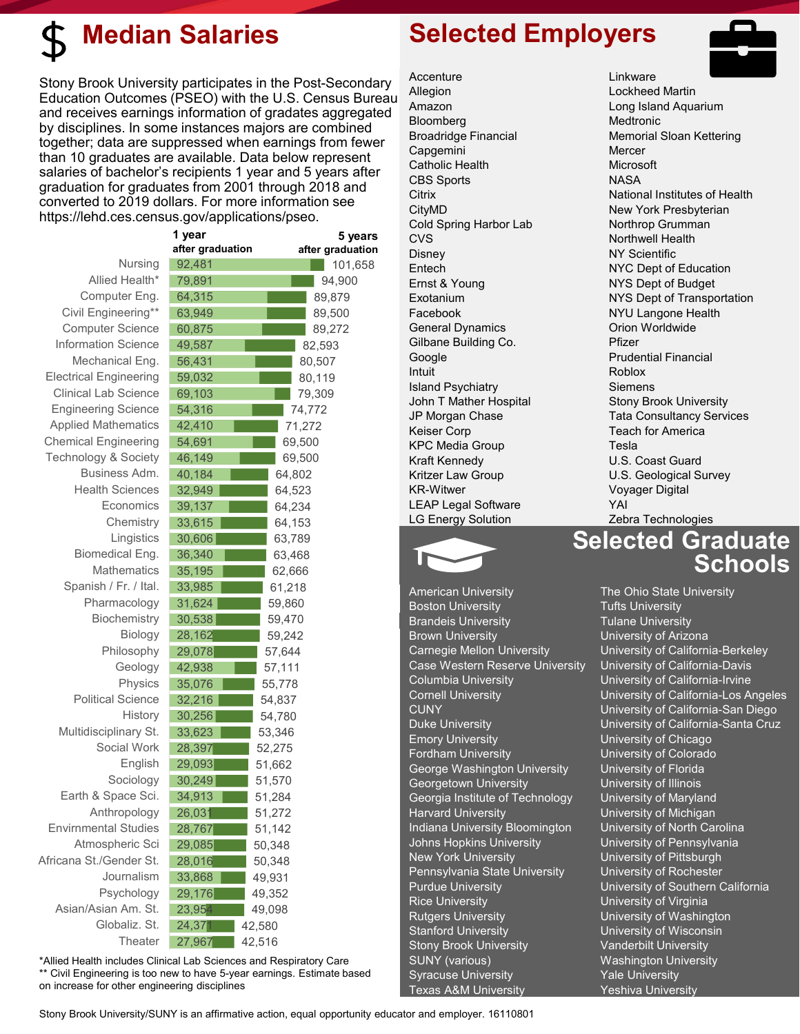# $ Median Salaries

Stony Brook University participates in the Post-Secondary Education Outcomes (PSEO) with the U.S. Census Bureau and receives earnings information of gradates aggregated by disciplines. In some instances majors are combined together; data are suppressed when earnings from fewer than 10 graduates are available. Data below represent salaries of bachelor's recipients 1 year and 5 years after graduation for graduates from 2001 through 2018 and converted to 2019 dollars. For more information see https://lehd.ces.census.gov/applications/pseo.

1 year after graduation
5 years after graduation

Nursing 92,481 101,658
Allied Health* 79,891 94,900
Computer Eng. 64,315 89,879
Civil Engineering** 63,949 89,500
Computer Science 60,875 89,272
Information Science 49,587 82,593
Mechanical Eng. 56,431 80,507
Electrical Engineering 59,032 80,119
Clinical Lab Science 69,103 79,309
Engineering Science 54,316 74,772
Applied Mathematics 42,410 71,272
Chemical Engineering 54,691 69,500
Technology & Society 46,149 69,500
Business Adm. 40,184 64,802
Health Sciences 32,949 64,523
Economics 39,137 64,234
Chemistry 33,615 64,153
Lingistics 30,606 63,789
Biomedical Eng. 36,340 63,468
Mathematics 35,195 62,666
Spanish / Fr. / Ital. 33,985 61,218
Pharmacology 31,624 59,860
Biochemistry 30,538 59,470
Biology 28,162 59,242
Philosophy 29,078 57,644
Geology 42,938 57,111
Physics 35,076 55,778
Political Science 32,216 54,837
History 30,256 54,780
Multidisciplinary St. 33,623 53,346
Social Work 28,397 52,275
English 29,093 51,662
Sociology 30,249 51,570
Earth & Space Sci. 34,913 51,284
Anthropology 26,031 51,272
Envirnmental Studies 28,767 51,142
Atmospheric Sci 29,085 50,348
Africana St./Gender St. 28,016 50,348
Journalism 33,868 49,931
Psychology 29,176 49,352
Asian/Asian Am. St. 23,954 49,098
Globaliz. St. 24,371 42,580
Theater 27,967 42,516

*Allied Health includes Clinical Lab Sciences and Respiratory Care
** Civil Engineering is too new to have 5-year earnings. Estimate based on increase for other engineering disciplines

# Selected Employers

Accenture
Allegion
Amazon
Bloomberg
Broadridge Financial
Capgemini
Catholic Health
CBS Sports
Citrix
CityMD
Cold Spring Harbor Lab
CVS
Disney
Entech
Ernst & Young
Exotanium
Facebook
General Dynamics
Gilbane Building Co.
Google
Intuit
Island Psychiatry
John T Mather Hospital
JP Morgan Chase
Keiser Corp
KPC Media Group
Kraft Kennedy
Kritzer Law Group
KR-Witwer
LEAP Legal Software
LG Energy Solution
Linkware
Lockheed Martin
Long Island Aquarium
Medtronic
Memorial Sloan Kettering
Mercer
Microsoft
NASA
National Institutes of Health
New York Presbyterian
Northrop Grumman
Northwell Health
NY Scientific
NYC Dept of Education
NYS Dept of Budget
NYS Dept of Transportation
NYU Langone Health
Orion Worldwide
Pfizer
Prudential Financial
Roblox
Siemens
Stony Brook University
Tata Consultancy Services
Teach for America
Tesla
U.S. Coast Guard
U.S. Geological Survey
Voyager Digital
YAI
Zebra Technologies

# Selected Graduate Schools

American University
Boston University
Brandeis University
Brown University
Carnegie Mellon University
Case Western Reserve University
Columbia University
Cornell University
CUNY
Duke University
Emory University
Fordham University
George Washington University
Georgetown University
Georgia Institute of Technology
Harvard University
Indiana University Bloomington
Johns Hopkins University
New York University
Pennsylvania State University
Purdue University
Rice University
Rutgers University
Stanford University
Stony Brook University
SUNY (various)
Syracuse University
Texas A&M University
The Ohio State University
Tufts University
Tulane University
University of Arizona
University of California-Berkeley
University of California-Davis
University of California-Irvine
University of California-Los Angeles
University of California-San Diego
University of California-Santa Cruz
University of Chicago
University of Colorado
University of Florida
University of Illinois
University of Maryland
University of Michigan
University of North Carolina
University of Pennsylvania
University of Pittsburgh
University of Rochester
University of Southern California
University of Virginia
University of Washington
University of Wisconsin
Vanderbilt University
Washington University
Yale University
Yeshiva University

Stony Brook University/SUNY is an affirmative action, equal opportunity educator and employer. 16110801